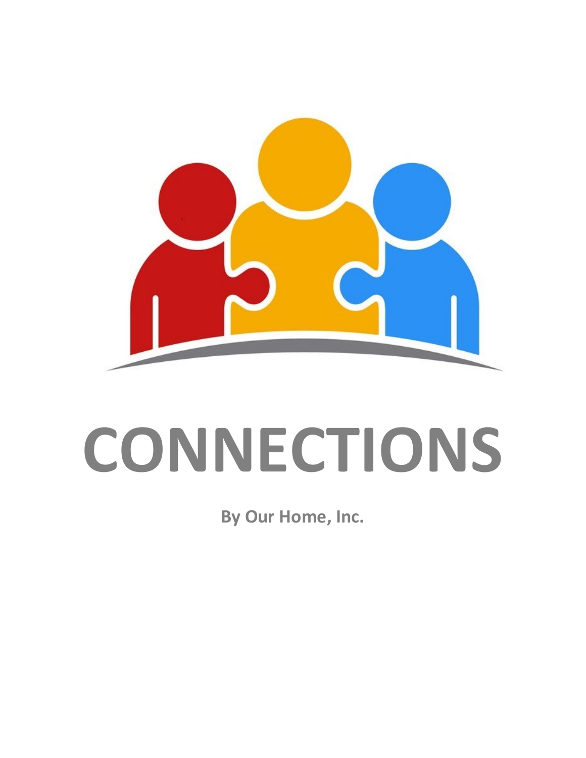# CONNECTIONS

**By Our Home, Inc.**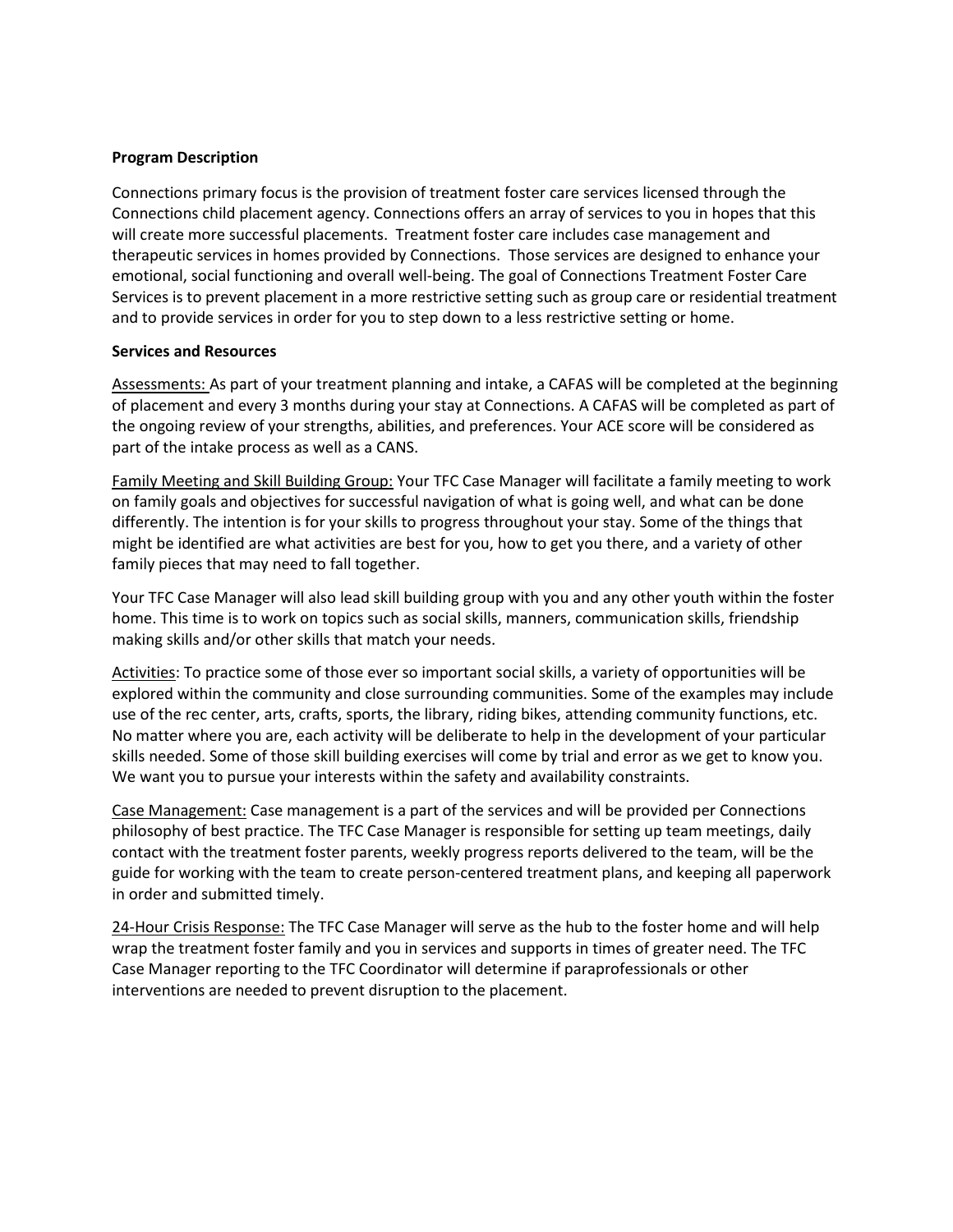**Program Description**

Connections primary focus is the provision of treatment foster care services licensed through the Connections child placement agency. Connections offers an array of services to you in hopes that this will create more successful placements. Treatment foster care includes case management and therapeutic services in homes provided by Connections. Those services are designed to enhance your emotional, social functioning and overall well-being. The goal of Connections Treatment Foster Care Services is to prevent placement in a more restrictive setting such as group care or residential treatment and to provide services in order for you to step down to a less restrictive setting or home.

**Services and Resources**

Assessments: As part of your treatment planning and intake, a CAFAS will be completed at the beginning of placement and every 3 months during your stay at Connections. A CAFAS will be completed as part of the ongoing review of your strengths, abilities, and preferences. Your ACE score will be considered as part of the intake process as well as a CANS.

Family Meeting and Skill Building Group: Your TFC Case Manager will facilitate a family meeting to work on family goals and objectives for successful navigation of what is going well, and what can be done differently. The intention is for your skills to progress throughout your stay. Some of the things that might be identified are what activities are best for you, how to get you there, and a variety of other family pieces that may need to fall together.

Your TFC Case Manager will also lead skill building group with you and any other youth within the foster home. This time is to work on topics such as social skills, manners, communication skills, friendship making skills and/or other skills that match your needs.

Activities: To practice some of those ever so important social skills, a variety of opportunities will be explored within the community and close surrounding communities. Some of the examples may include use of the rec center, arts, crafts, sports, the library, riding bikes, attending community functions, etc. No matter where you are, each activity will be deliberate to help in the development of your particular skills needed. Some of those skill building exercises will come by trial and error as we get to know you. We want you to pursue your interests within the safety and availability constraints.

Case Management: Case management is a part of the services and will be provided per Connections philosophy of best practice. The TFC Case Manager is responsible for setting up team meetings, daily contact with the treatment foster parents, weekly progress reports delivered to the team, will be the guide for working with the team to create person-centered treatment plans, and keeping all paperwork in order and submitted timely.

24-Hour Crisis Response: The TFC Case Manager will serve as the hub to the foster home and will help wrap the treatment foster family and you in services and supports in times of greater need. The TFC Case Manager reporting to the TFC Coordinator will determine if paraprofessionals or other interventions are needed to prevent disruption to the placement.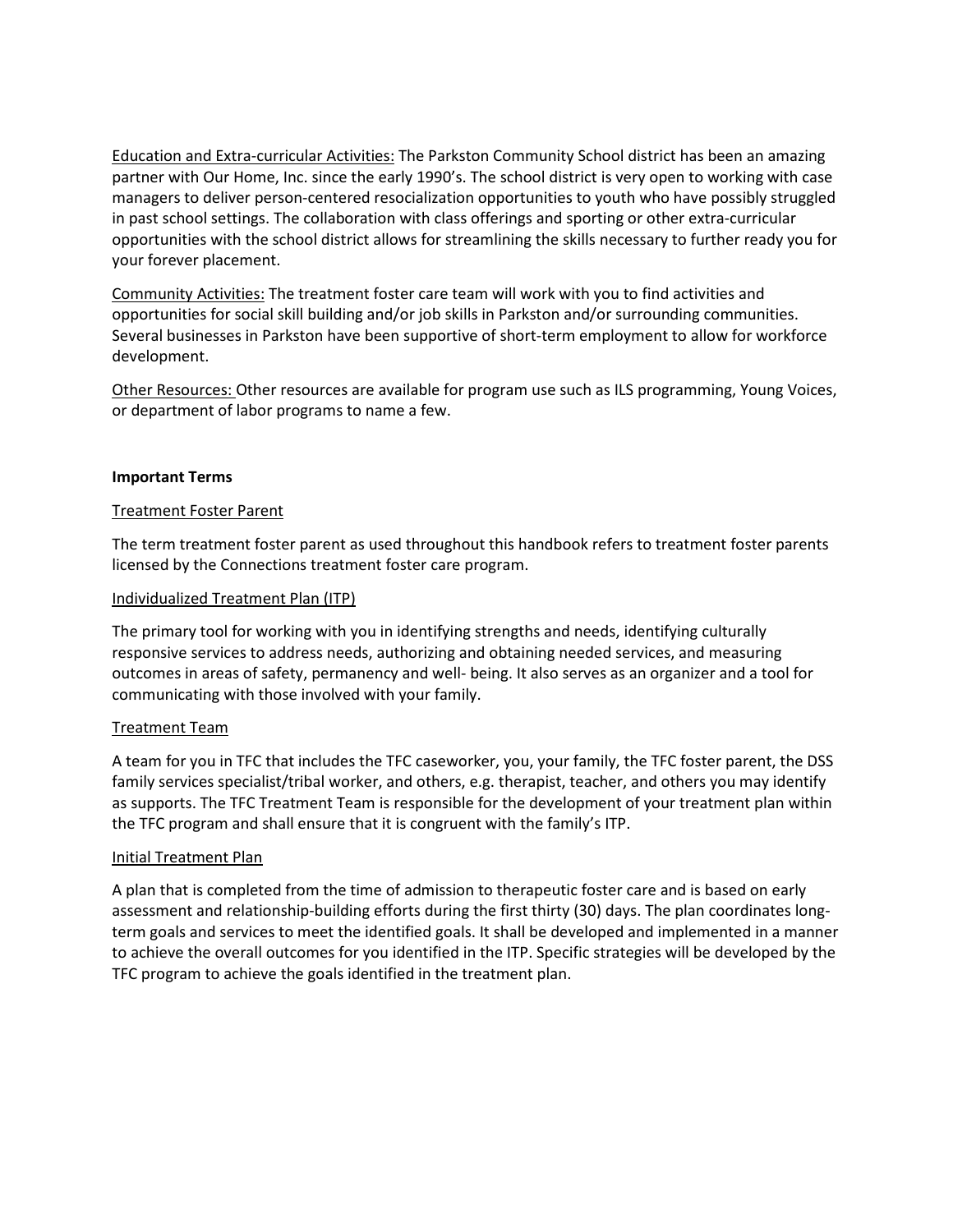Education and Extra-curricular Activities: The Parkston Community School district has been an amazing partner with Our Home, Inc. since the early 1990's. The school district is very open to working with case managers to deliver person-centered resocialization opportunities to youth who have possibly struggled in past school settings. The collaboration with class offerings and sporting or other extra-curricular opportunities with the school district allows for streamlining the skills necessary to further ready you for your forever placement.

Community Activities: The treatment foster care team will work with you to find activities and opportunities for social skill building and/or job skills in Parkston and/or surrounding communities. Several businesses in Parkston have been supportive of short-term employment to allow for workforce development.

Other Resources: Other resources are available for program use such as ILS programming, Young Voices, or department of labor programs to name a few.

**Important Terms**

Treatment Foster Parent

The term treatment foster parent as used throughout this handbook refers to treatment foster parents licensed by the Connections treatment foster care program.

Individualized Treatment Plan (ITP)

The primary tool for working with you in identifying strengths and needs, identifying culturally responsive services to address needs, authorizing and obtaining needed services, and measuring outcomes in areas of safety, permanency and well- being. It also serves as an organizer and a tool for communicating with those involved with your family.

Treatment Team

A team for you in TFC that includes the TFC caseworker, you, your family, the TFC foster parent, the DSS family services specialist/tribal worker, and others, e.g. therapist, teacher, and others you may identify as supports. The TFC Treatment Team is responsible for the development of your treatment plan within the TFC program and shall ensure that it is congruent with the family's ITP.

Initial Treatment Plan

A plan that is completed from the time of admission to therapeutic foster care and is based on early assessment and relationship-building efforts during the first thirty (30) days. The plan coordinates long-term goals and services to meet the identified goals. It shall be developed and implemented in a manner to achieve the overall outcomes for you identified in the ITP. Specific strategies will be developed by the TFC program to achieve the goals identified in the treatment plan.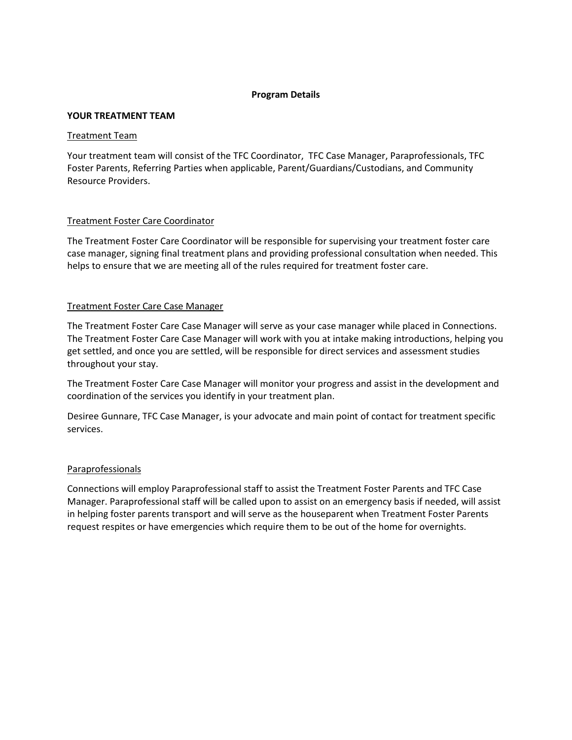**Program Details**

**YOUR TREATMENT TEAM**

Treatment Team

Your treatment team will consist of the TFC Coordinator, TFC Case Manager, Paraprofessionals, TFC Foster Parents, Referring Parties when applicable, Parent/Guardians/Custodians, and Community Resource Providers.

Treatment Foster Care Coordinator

The Treatment Foster Care Coordinator will be responsible for supervising your treatment foster care case manager, signing final treatment plans and providing professional consultation when needed. This helps to ensure that we are meeting all of the rules required for treatment foster care.

Treatment Foster Care Case Manager

The Treatment Foster Care Case Manager will serve as your case manager while placed in Connections. The Treatment Foster Care Case Manager will work with you at intake making introductions, helping you get settled, and once you are settled, will be responsible for direct services and assessment studies throughout your stay.

The Treatment Foster Care Case Manager will monitor your progress and assist in the development and coordination of the services you identify in your treatment plan.

Desiree Gunnare, TFC Case Manager, is your advocate and main point of contact for treatment specific services.

Paraprofessionals

Connections will employ Paraprofessional staff to assist the Treatment Foster Parents and TFC Case Manager. Paraprofessional staff will be called upon to assist on an emergency basis if needed, will assist in helping foster parents transport and will serve as the houseparent when Treatment Foster Parents request respites or have emergencies which require them to be out of the home for overnights.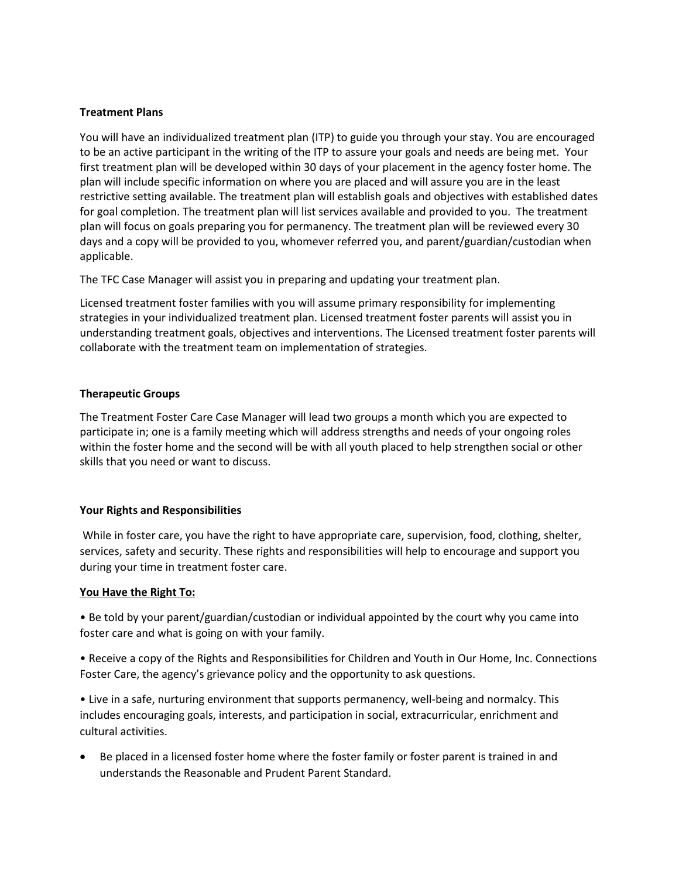**Treatment Plans**

You will have an individualized treatment plan (ITP) to guide you through your stay. You are encouraged to be an active participant in the writing of the ITP to assure your goals and needs are being met. Your first treatment plan will be developed within 30 days of your placement in the agency foster home. The plan will include specific information on where you are placed and will assure you are in the least restrictive setting available. The treatment plan will establish goals and objectives with established dates for goal completion. The treatment plan will list services available and provided to you. The treatment plan will focus on goals preparing you for permanency. The treatment plan will be reviewed every 30 days and a copy will be provided to you, whomever referred you, and parent/guardian/custodian when applicable.

The TFC Case Manager will assist you in preparing and updating your treatment plan.

Licensed treatment foster families with you will assume primary responsibility for implementing strategies in your individualized treatment plan. Licensed treatment foster parents will assist you in understanding treatment goals, objectives and interventions. The Licensed treatment foster parents will collaborate with the treatment team on implementation of strategies.

**Therapeutic Groups**

The Treatment Foster Care Case Manager will lead two groups a month which you are expected to participate in; one is a family meeting which will address strengths and needs of your ongoing roles within the foster home and the second will be with all youth placed to help strengthen social or other skills that you need or want to discuss.

**Your Rights and Responsibilities**

While in foster care, you have the right to have appropriate care, supervision, food, clothing, shelter, services, safety and security. These rights and responsibilities will help to encourage and support you during your time in treatment foster care.

**You Have the Right To:**

- Be told by your parent/guardian/custodian or individual appointed by the court why you came into foster care and what is going on with your family.
- Receive a copy of the Rights and Responsibilities for Children and Youth in Our Home, Inc. Connections Foster Care, the agency's grievance policy and the opportunity to ask questions.
- Live in a safe, nurturing environment that supports permanency, well-being and normalcy. This includes encouraging goals, interests, and participation in social, extracurricular, enrichment and cultural activities.
- Be placed in a licensed foster home where the foster family or foster parent is trained in and understands the Reasonable and Prudent Parent Standard.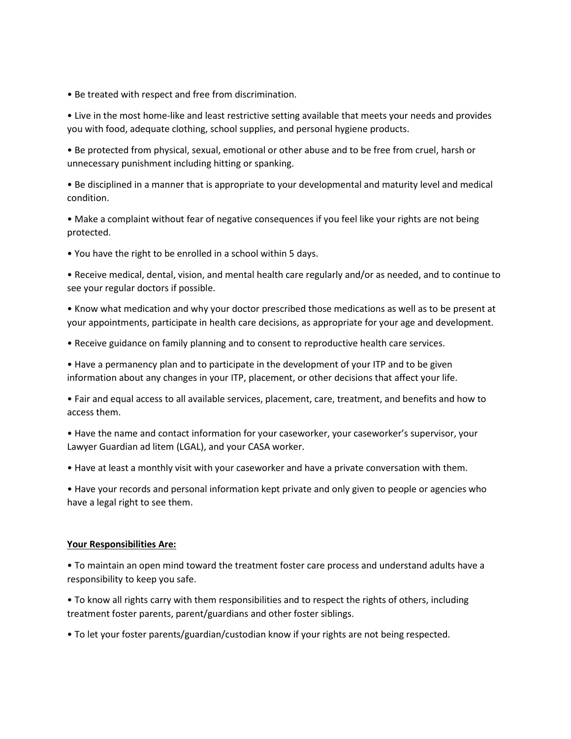- Be treated with respect and free from discrimination.
- Live in the most home-like and least restrictive setting available that meets your needs and provides you with food, adequate clothing, school supplies, and personal hygiene products.
- Be protected from physical, sexual, emotional or other abuse and to be free from cruel, harsh or unnecessary punishment including hitting or spanking.
- Be disciplined in a manner that is appropriate to your developmental and maturity level and medical condition.
- Make a complaint without fear of negative consequences if you feel like your rights are not being protected.
- You have the right to be enrolled in a school within 5 days.
- Receive medical, dental, vision, and mental health care regularly and/or as needed, and to continue to see your regular doctors if possible.
- Know what medication and why your doctor prescribed those medications as well as to be present at your appointments, participate in health care decisions, as appropriate for your age and development.
- Receive guidance on family planning and to consent to reproductive health care services.
- Have a permanency plan and to participate in the development of your ITP and to be given information about any changes in your ITP, placement, or other decisions that affect your life.
- Fair and equal access to all available services, placement, care, treatment, and benefits and how to access them.
- Have the name and contact information for your caseworker, your caseworker's supervisor, your Lawyer Guardian ad litem (LGAL), and your CASA worker.
- Have at least a monthly visit with your caseworker and have a private conversation with them.
- Have your records and personal information kept private and only given to people or agencies who have a legal right to see them.

**Your Responsibilities Are:**

- To maintain an open mind toward the treatment foster care process and understand adults have a responsibility to keep you safe.
- To know all rights carry with them responsibilities and to respect the rights of others, including treatment foster parents, parent/guardians and other foster siblings.
- To let your foster parents/guardian/custodian know if your rights are not being respected.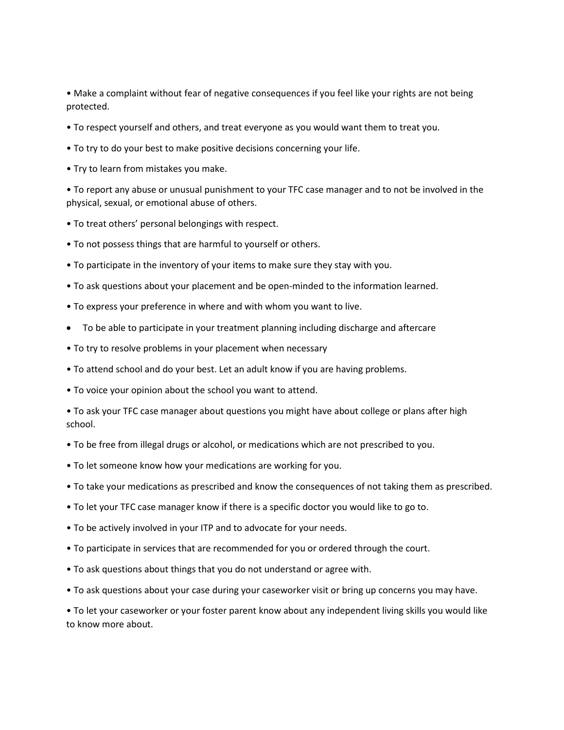- Make a complaint without fear of negative consequences if you feel like your rights are not being protected.
- To respect yourself and others, and treat everyone as you would want them to treat you.
- To try to do your best to make positive decisions concerning your life.
- Try to learn from mistakes you make.
- To report any abuse or unusual punishment to your TFC case manager and to not be involved in the physical, sexual, or emotional abuse of others.
- To treat others' personal belongings with respect.
- To not possess things that are harmful to yourself or others.
- To participate in the inventory of your items to make sure they stay with you.
- To ask questions about your placement and be open-minded to the information learned.
- To express your preference in where and with whom you want to live.
- To be able to participate in your treatment planning including discharge and aftercare
- To try to resolve problems in your placement when necessary
- To attend school and do your best. Let an adult know if you are having problems.
- To voice your opinion about the school you want to attend.
- To ask your TFC case manager about questions you might have about college or plans after high school.
- To be free from illegal drugs or alcohol, or medications which are not prescribed to you.
- To let someone know how your medications are working for you.
- To take your medications as prescribed and know the consequences of not taking them as prescribed.
- To let your TFC case manager know if there is a specific doctor you would like to go to.
- To be actively involved in your ITP and to advocate for your needs.
- To participate in services that are recommended for you or ordered through the court.
- To ask questions about things that you do not understand or agree with.
- To ask questions about your case during your caseworker visit or bring up concerns you may have.
- To let your caseworker or your foster parent know about any independent living skills you would like to know more about.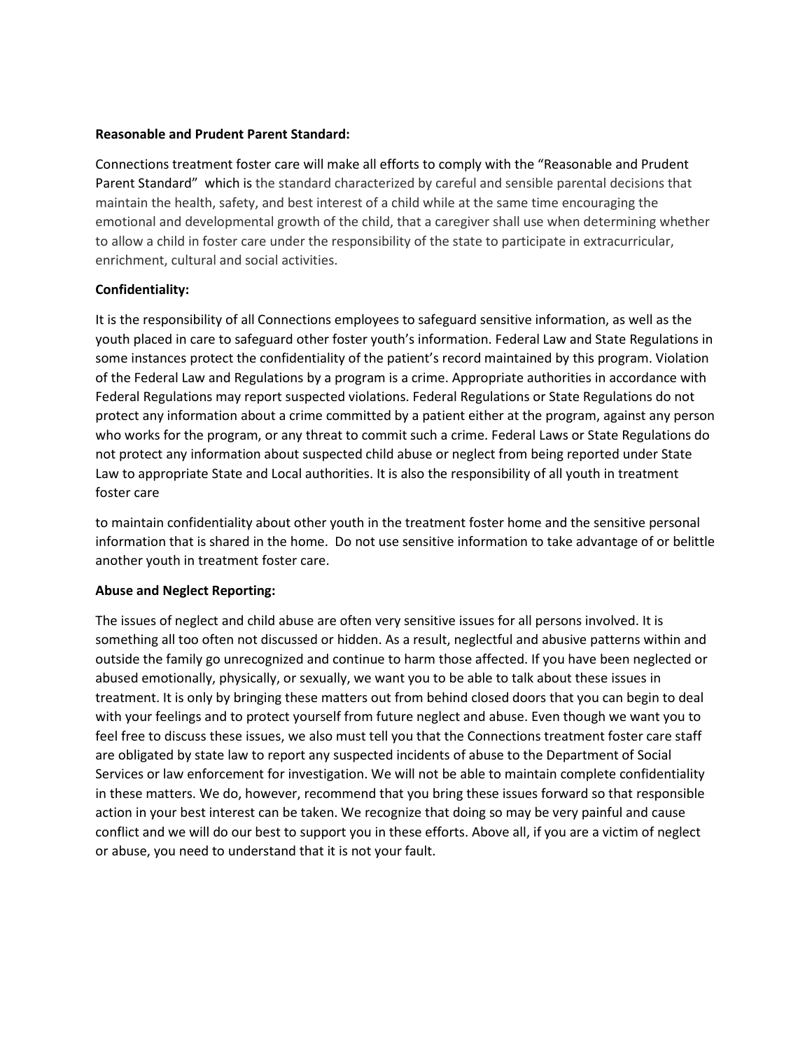**Reasonable and Prudent Parent Standard:**

Connections treatment foster care will make all efforts to comply with the "Reasonable and Prudent Parent Standard" which is the standard characterized by careful and sensible parental decisions that maintain the health, safety, and best interest of a child while at the same time encouraging the emotional and developmental growth of the child, that a caregiver shall use when determining whether to allow a child in foster care under the responsibility of the state to participate in extracurricular, enrichment, cultural and social activities.

**Confidentiality:**

It is the responsibility of all Connections employees to safeguard sensitive information, as well as the youth placed in care to safeguard other foster youth's information. Federal Law and State Regulations in some instances protect the confidentiality of the patient's record maintained by this program. Violation of the Federal Law and Regulations by a program is a crime. Appropriate authorities in accordance with Federal Regulations may report suspected violations. Federal Regulations or State Regulations do not protect any information about a crime committed by a patient either at the program, against any person who works for the program, or any threat to commit such a crime. Federal Laws or State Regulations do not protect any information about suspected child abuse or neglect from being reported under State Law to appropriate State and Local authorities. It is also the responsibility of all youth in treatment foster care

to maintain confidentiality about other youth in the treatment foster home and the sensitive personal information that is shared in the home. Do not use sensitive information to take advantage of or belittle another youth in treatment foster care.

**Abuse and Neglect Reporting:**

The issues of neglect and child abuse are often very sensitive issues for all persons involved. It is something all too often not discussed or hidden. As a result, neglectful and abusive patterns within and outside the family go unrecognized and continue to harm those affected. If you have been neglected or abused emotionally, physically, or sexually, we want you to be able to talk about these issues in treatment. It is only by bringing these matters out from behind closed doors that you can begin to deal with your feelings and to protect yourself from future neglect and abuse. Even though we want you to feel free to discuss these issues, we also must tell you that the Connections treatment foster care staff are obligated by state law to report any suspected incidents of abuse to the Department of Social Services or law enforcement for investigation. We will not be able to maintain complete confidentiality in these matters. We do, however, recommend that you bring these issues forward so that responsible action in your best interest can be taken. We recognize that doing so may be very painful and cause conflict and we will do our best to support you in these efforts. Above all, if you are a victim of neglect or abuse, you need to understand that it is not your fault.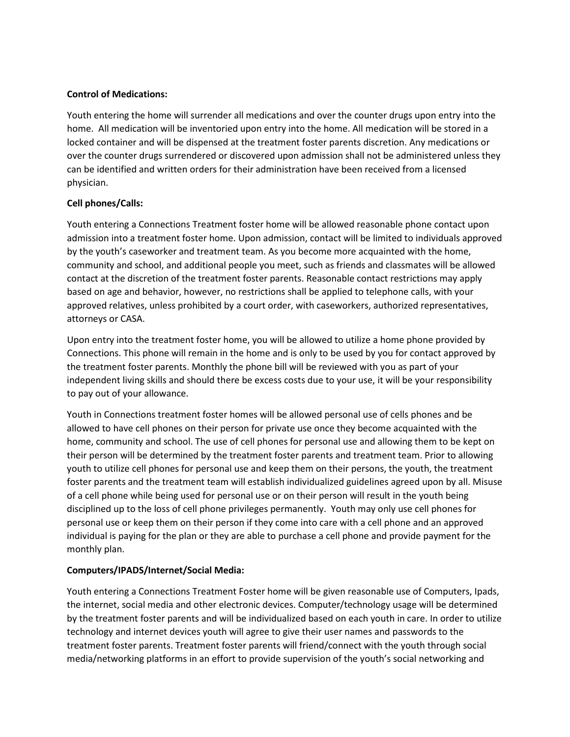**Control of Medications:**

Youth entering the home will surrender all medications and over the counter drugs upon entry into the home. All medication will be inventoried upon entry into the home. All medication will be stored in a locked container and will be dispensed at the treatment foster parents discretion. Any medications or over the counter drugs surrendered or discovered upon admission shall not be administered unless they can be identified and written orders for their administration have been received from a licensed physician.

**Cell phones/Calls:**

Youth entering a Connections Treatment foster home will be allowed reasonable phone contact upon admission into a treatment foster home. Upon admission, contact will be limited to individuals approved by the youth's caseworker and treatment team. As you become more acquainted with the home, community and school, and additional people you meet, such as friends and classmates will be allowed contact at the discretion of the treatment foster parents. Reasonable contact restrictions may apply based on age and behavior, however, no restrictions shall be applied to telephone calls, with your approved relatives, unless prohibited by a court order, with caseworkers, authorized representatives, attorneys or CASA.

Upon entry into the treatment foster home, you will be allowed to utilize a home phone provided by Connections. This phone will remain in the home and is only to be used by you for contact approved by the treatment foster parents. Monthly the phone bill will be reviewed with you as part of your independent living skills and should there be excess costs due to your use, it will be your responsibility to pay out of your allowance.

Youth in Connections treatment foster homes will be allowed personal use of cells phones and be allowed to have cell phones on their person for private use once they become acquainted with the home, community and school. The use of cell phones for personal use and allowing them to be kept on their person will be determined by the treatment foster parents and treatment team. Prior to allowing youth to utilize cell phones for personal use and keep them on their persons, the youth, the treatment foster parents and the treatment team will establish individualized guidelines agreed upon by all. Misuse of a cell phone while being used for personal use or on their person will result in the youth being disciplined up to the loss of cell phone privileges permanently. Youth may only use cell phones for personal use or keep them on their person if they come into care with a cell phone and an approved individual is paying for the plan or they are able to purchase a cell phone and provide payment for the monthly plan.

**Computers/IPADS/Internet/Social Media:**

Youth entering a Connections Treatment Foster home will be given reasonable use of Computers, Ipads, the internet, social media and other electronic devices. Computer/technology usage will be determined by the treatment foster parents and will be individualized based on each youth in care. In order to utilize technology and internet devices youth will agree to give their user names and passwords to the treatment foster parents. Treatment foster parents will friend/connect with the youth through social media/networking platforms in an effort to provide supervision of the youth's social networking and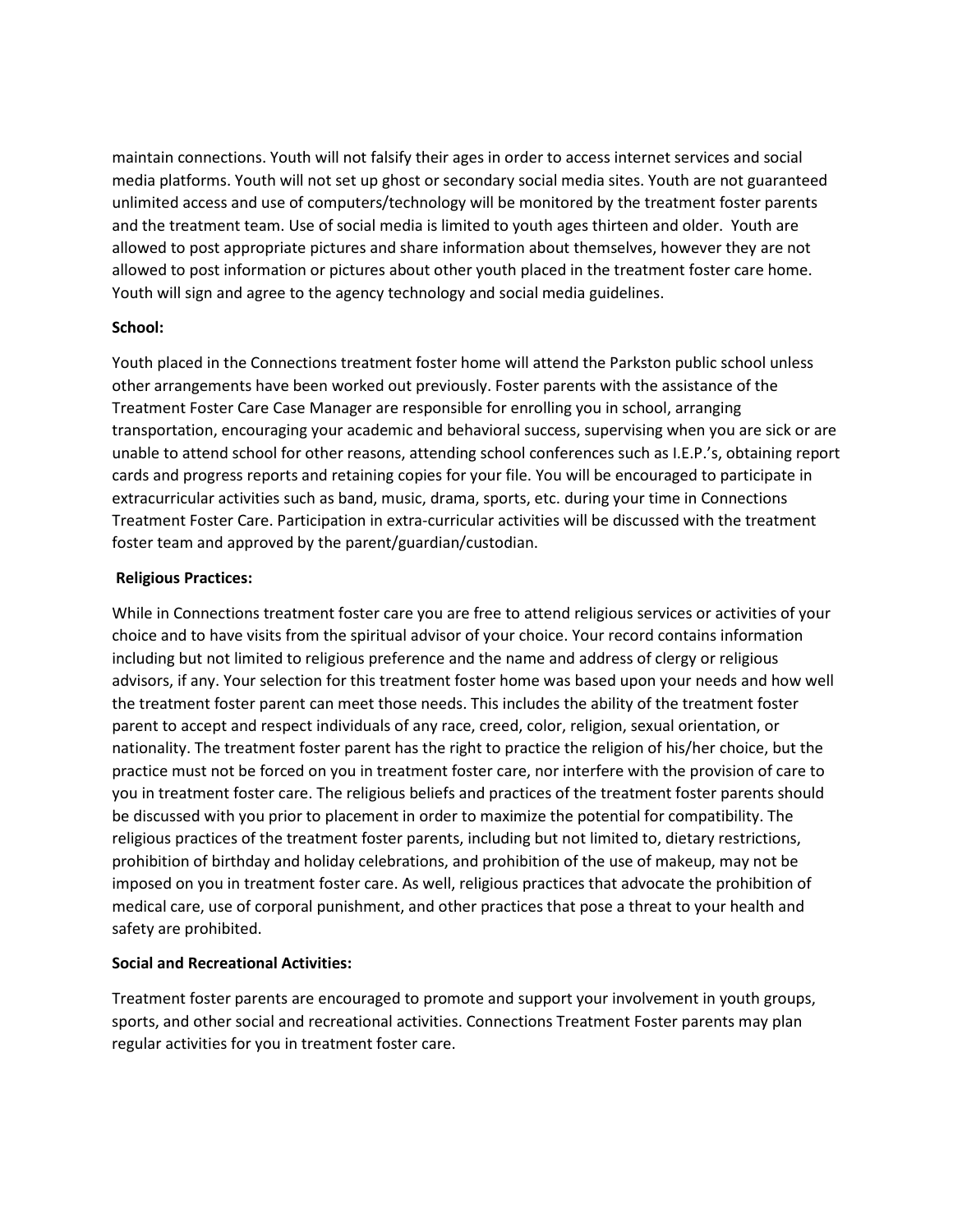maintain connections. Youth will not falsify their ages in order to access internet services and social media platforms. Youth will not set up ghost or secondary social media sites. Youth are not guaranteed unlimited access and use of computers/technology will be monitored by the treatment foster parents and the treatment team. Use of social media is limited to youth ages thirteen and older. Youth are allowed to post appropriate pictures and share information about themselves, however they are not allowed to post information or pictures about other youth placed in the treatment foster care home. Youth will sign and agree to the agency technology and social media guidelines.

**School:**

Youth placed in the Connections treatment foster home will attend the Parkston public school unless other arrangements have been worked out previously. Foster parents with the assistance of the Treatment Foster Care Case Manager are responsible for enrolling you in school, arranging transportation, encouraging your academic and behavioral success, supervising when you are sick or are unable to attend school for other reasons, attending school conferences such as I.E.P.'s, obtaining report cards and progress reports and retaining copies for your file. You will be encouraged to participate in extracurricular activities such as band, music, drama, sports, etc. during your time in Connections Treatment Foster Care. Participation in extra-curricular activities will be discussed with the treatment foster team and approved by the parent/guardian/custodian.

**Religious Practices:**

While in Connections treatment foster care you are free to attend religious services or activities of your choice and to have visits from the spiritual advisor of your choice. Your record contains information including but not limited to religious preference and the name and address of clergy or religious advisors, if any. Your selection for this treatment foster home was based upon your needs and how well the treatment foster parent can meet those needs. This includes the ability of the treatment foster parent to accept and respect individuals of any race, creed, color, religion, sexual orientation, or nationality. The treatment foster parent has the right to practice the religion of his/her choice, but the practice must not be forced on you in treatment foster care, nor interfere with the provision of care to you in treatment foster care. The religious beliefs and practices of the treatment foster parents should be discussed with you prior to placement in order to maximize the potential for compatibility. The religious practices of the treatment foster parents, including but not limited to, dietary restrictions, prohibition of birthday and holiday celebrations, and prohibition of the use of makeup, may not be imposed on you in treatment foster care. As well, religious practices that advocate the prohibition of medical care, use of corporal punishment, and other practices that pose a threat to your health and safety are prohibited.

**Social and Recreational Activities:**

Treatment foster parents are encouraged to promote and support your involvement in youth groups, sports, and other social and recreational activities. Connections Treatment Foster parents may plan regular activities for you in treatment foster care.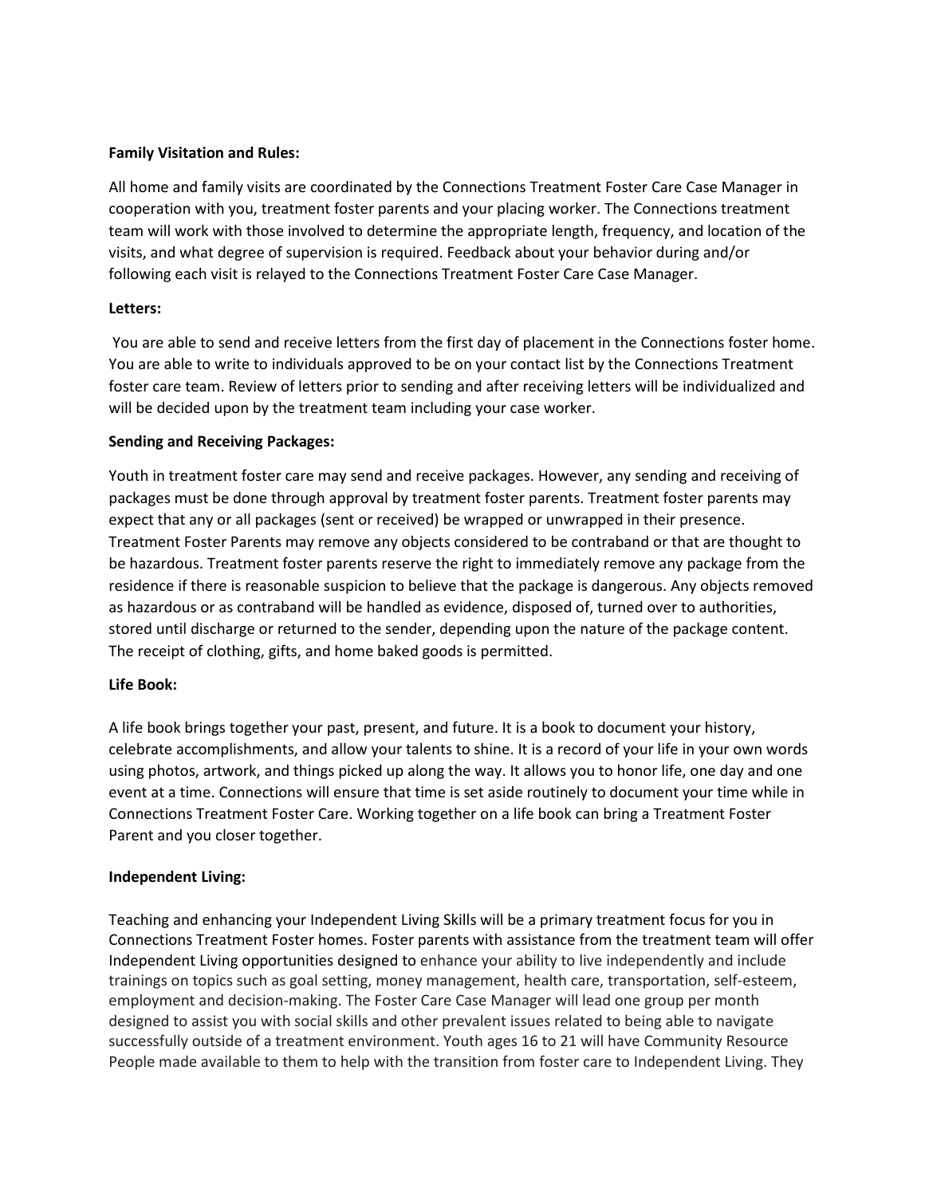**Family Visitation and Rules:**

All home and family visits are coordinated by the Connections Treatment Foster Care Case Manager in cooperation with you, treatment foster parents and your placing worker. The Connections treatment team will work with those involved to determine the appropriate length, frequency, and location of the visits, and what degree of supervision is required. Feedback about your behavior during and/or following each visit is relayed to the Connections Treatment Foster Care Case Manager.

**Letters:**

You are able to send and receive letters from the first day of placement in the Connections foster home. You are able to write to individuals approved to be on your contact list by the Connections Treatment foster care team. Review of letters prior to sending and after receiving letters will be individualized and will be decided upon by the treatment team including your case worker.

**Sending and Receiving Packages:**

Youth in treatment foster care may send and receive packages. However, any sending and receiving of packages must be done through approval by treatment foster parents. Treatment foster parents may expect that any or all packages (sent or received) be wrapped or unwrapped in their presence. Treatment Foster Parents may remove any objects considered to be contraband or that are thought to be hazardous. Treatment foster parents reserve the right to immediately remove any package from the residence if there is reasonable suspicion to believe that the package is dangerous. Any objects removed as hazardous or as contraband will be handled as evidence, disposed of, turned over to authorities, stored until discharge or returned to the sender, depending upon the nature of the package content. The receipt of clothing, gifts, and home baked goods is permitted.

**Life Book:**

A life book brings together your past, present, and future. It is a book to document your history, celebrate accomplishments, and allow your talents to shine. It is a record of your life in your own words using photos, artwork, and things picked up along the way. It allows you to honor life, one day and one event at a time. Connections will ensure that time is set aside routinely to document your time while in Connections Treatment Foster Care. Working together on a life book can bring a Treatment Foster Parent and you closer together.

**Independent Living:**

Teaching and enhancing your Independent Living Skills will be a primary treatment focus for you in Connections Treatment Foster homes. Foster parents with assistance from the treatment team will offer Independent Living opportunities designed to enhance your ability to live independently and include trainings on topics such as goal setting, money management, health care, transportation, self-esteem, employment and decision-making. The Foster Care Case Manager will lead one group per month designed to assist you with social skills and other prevalent issues related to being able to navigate successfully outside of a treatment environment. Youth ages 16 to 21 will have Community Resource People made available to them to help with the transition from foster care to Independent Living. They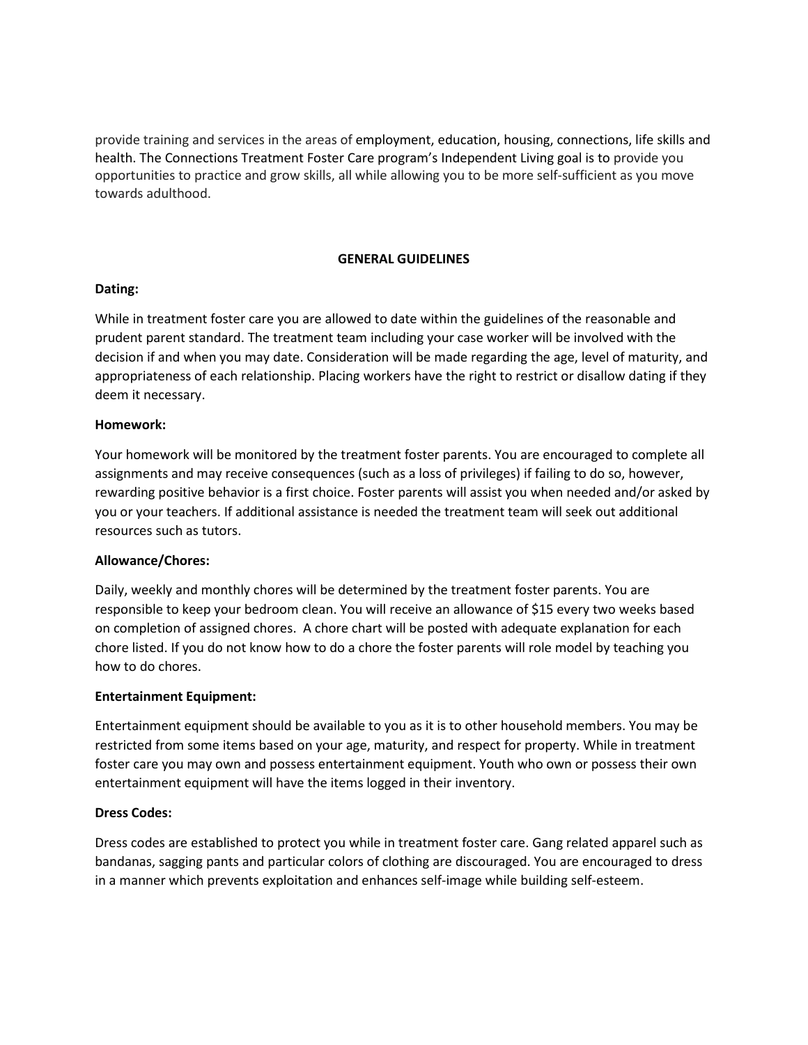provide training and services in the areas of employment, education, housing, connections, life skills and health. The Connections Treatment Foster Care program's Independent Living goal is to provide you opportunities to practice and grow skills, all while allowing you to be more self-sufficient as you move towards adulthood.

## GENERAL GUIDELINES

**Dating:**

While in treatment foster care you are allowed to date within the guidelines of the reasonable and prudent parent standard. The treatment team including your case worker will be involved with the decision if and when you may date. Consideration will be made regarding the age, level of maturity, and appropriateness of each relationship. Placing workers have the right to restrict or disallow dating if they deem it necessary.

**Homework:**

Your homework will be monitored by the treatment foster parents. You are encouraged to complete all assignments and may receive consequences (such as a loss of privileges) if failing to do so, however, rewarding positive behavior is a first choice. Foster parents will assist you when needed and/or asked by you or your teachers. If additional assistance is needed the treatment team will seek out additional resources such as tutors.

**Allowance/Chores:**

Daily, weekly and monthly chores will be determined by the treatment foster parents. You are responsible to keep your bedroom clean. You will receive an allowance of $15 every two weeks based on completion of assigned chores. A chore chart will be posted with adequate explanation for each chore listed. If you do not know how to do a chore the foster parents will role model by teaching you how to do chores.

**Entertainment Equipment:**

Entertainment equipment should be available to you as it is to other household members. You may be restricted from some items based on your age, maturity, and respect for property. While in treatment foster care you may own and possess entertainment equipment. Youth who own or possess their own entertainment equipment will have the items logged in their inventory.

**Dress Codes:**

Dress codes are established to protect you while in treatment foster care. Gang related apparel such as bandanas, sagging pants and particular colors of clothing are discouraged. You are encouraged to dress in a manner which prevents exploitation and enhances self-image while building self-esteem.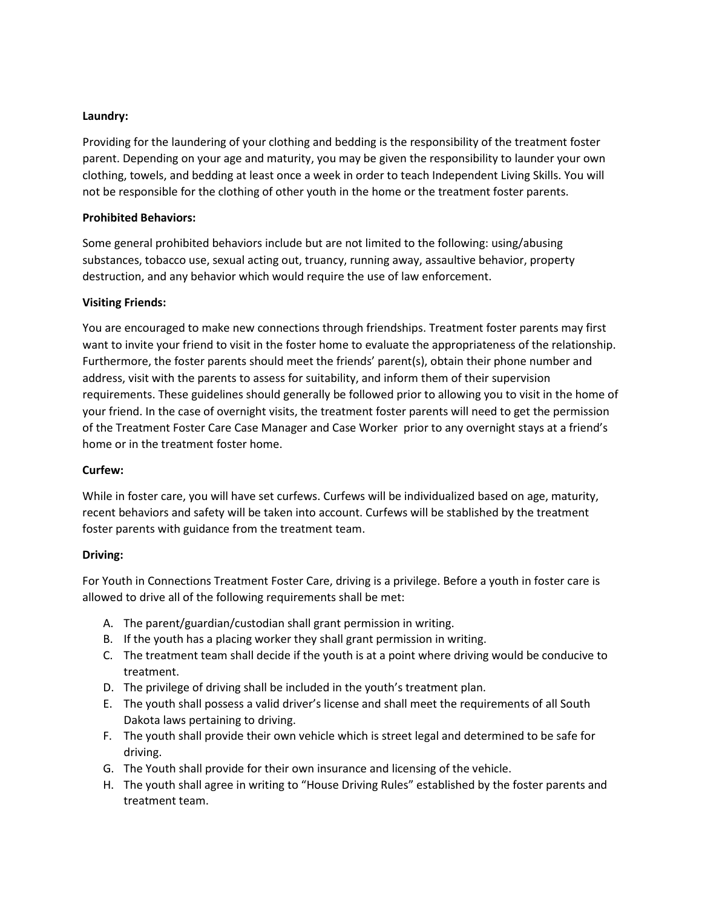**Laundry:**

Providing for the laundering of your clothing and bedding is the responsibility of the treatment foster parent. Depending on your age and maturity, you may be given the responsibility to launder your own clothing, towels, and bedding at least once a week in order to teach Independent Living Skills. You will not be responsible for the clothing of other youth in the home or the treatment foster parents.

**Prohibited Behaviors:**

Some general prohibited behaviors include but are not limited to the following: using/abusing substances, tobacco use, sexual acting out, truancy, running away, assaultive behavior, property destruction, and any behavior which would require the use of law enforcement.

**Visiting Friends:**

You are encouraged to make new connections through friendships. Treatment foster parents may first want to invite your friend to visit in the foster home to evaluate the appropriateness of the relationship. Furthermore, the foster parents should meet the friends' parent(s), obtain their phone number and address, visit with the parents to assess for suitability, and inform them of their supervision requirements. These guidelines should generally be followed prior to allowing you to visit in the home of your friend. In the case of overnight visits, the treatment foster parents will need to get the permission of the Treatment Foster Care Case Manager and Case Worker prior to any overnight stays at a friend's home or in the treatment foster home.

**Curfew:**

While in foster care, you will have set curfews. Curfews will be individualized based on age, maturity, recent behaviors and safety will be taken into account. Curfews will be stablished by the treatment foster parents with guidance from the treatment team.

**Driving:**

For Youth in Connections Treatment Foster Care, driving is a privilege. Before a youth in foster care is allowed to drive all of the following requirements shall be met:

A. The parent/guardian/custodian shall grant permission in writing.
B. If the youth has a placing worker they shall grant permission in writing.
C. The treatment team shall decide if the youth is at a point where driving would be conducive to treatment.
D. The privilege of driving shall be included in the youth's treatment plan.
E. The youth shall possess a valid driver's license and shall meet the requirements of all South Dakota laws pertaining to driving.
F. The youth shall provide their own vehicle which is street legal and determined to be safe for driving.
G. The Youth shall provide for their own insurance and licensing of the vehicle.
H. The youth shall agree in writing to "House Driving Rules" established by the foster parents and treatment team.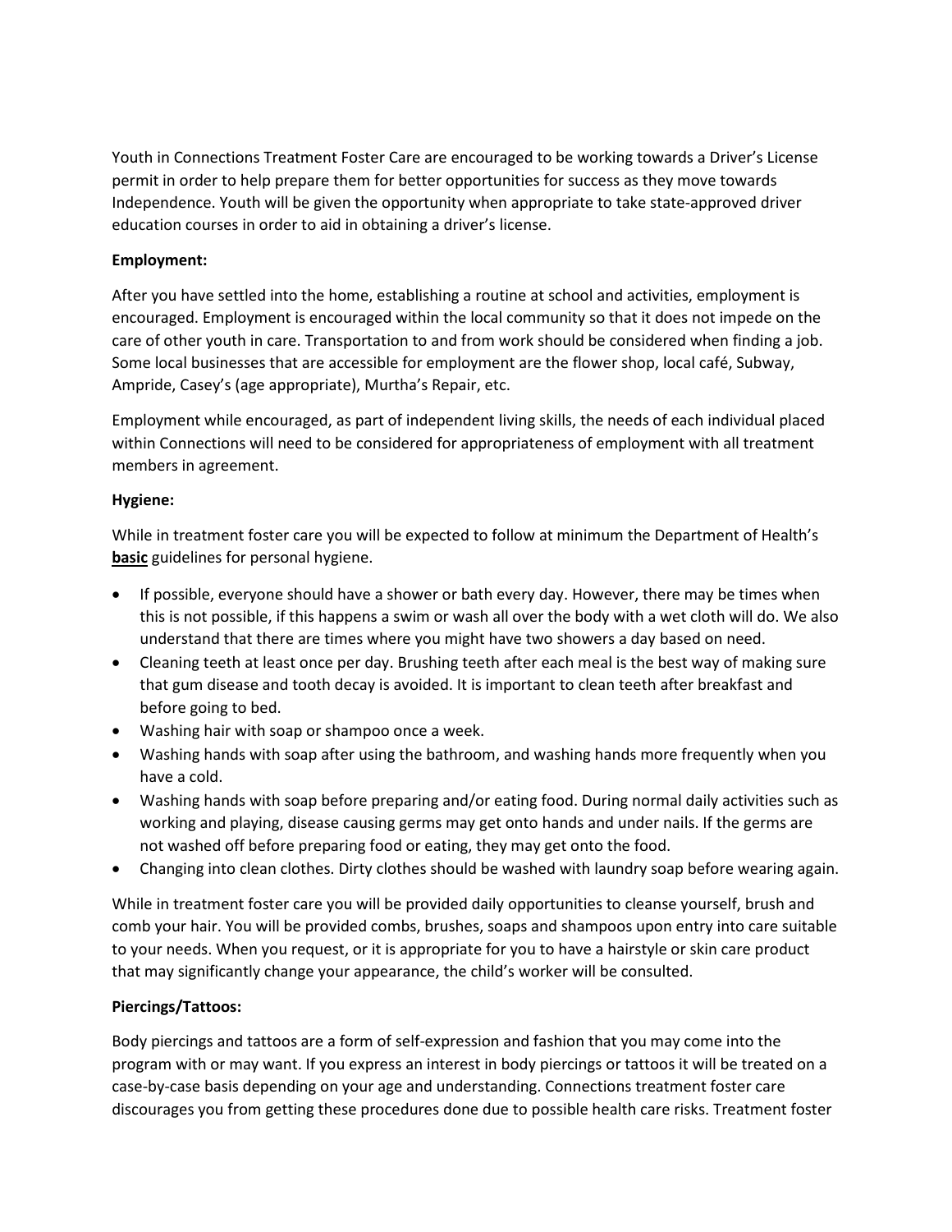Youth in Connections Treatment Foster Care are encouraged to be working towards a Driver's License permit in order to help prepare them for better opportunities for success as they move towards Independence. Youth will be given the opportunity when appropriate to take state-approved driver education courses in order to aid in obtaining a driver's license.

**Employment:**

After you have settled into the home, establishing a routine at school and activities, employment is encouraged. Employment is encouraged within the local community so that it does not impede on the care of other youth in care. Transportation to and from work should be considered when finding a job. Some local businesses that are accessible for employment are the flower shop, local café, Subway, Ampride, Casey's (age appropriate), Murtha's Repair, etc.

Employment while encouraged, as part of independent living skills, the needs of each individual placed within Connections will need to be considered for appropriateness of employment with all treatment members in agreement.

**Hygiene:**

While in treatment foster care you will be expected to follow at minimum the Department of Health's **basic** guidelines for personal hygiene.

- If possible, everyone should have a shower or bath every day. However, there may be times when this is not possible, if this happens a swim or wash all over the body with a wet cloth will do. We also understand that there are times where you might have two showers a day based on need.
- Cleaning teeth at least once per day. Brushing teeth after each meal is the best way of making sure that gum disease and tooth decay is avoided. It is important to clean teeth after breakfast and before going to bed.
- Washing hair with soap or shampoo once a week.
- Washing hands with soap after using the bathroom, and washing hands more frequently when you have a cold.
- Washing hands with soap before preparing and/or eating food. During normal daily activities such as working and playing, disease causing germs may get onto hands and under nails. If the germs are not washed off before preparing food or eating, they may get onto the food.
- Changing into clean clothes. Dirty clothes should be washed with laundry soap before wearing again.

While in treatment foster care you will be provided daily opportunities to cleanse yourself, brush and comb your hair. You will be provided combs, brushes, soaps and shampoos upon entry into care suitable to your needs. When you request, or it is appropriate for you to have a hairstyle or skin care product that may significantly change your appearance, the child's worker will be consulted.

**Piercings/Tattoos:**

Body piercings and tattoos are a form of self-expression and fashion that you may come into the program with or may want. If you express an interest in body piercings or tattoos it will be treated on a case-by-case basis depending on your age and understanding. Connections treatment foster care discourages you from getting these procedures done due to possible health care risks. Treatment foster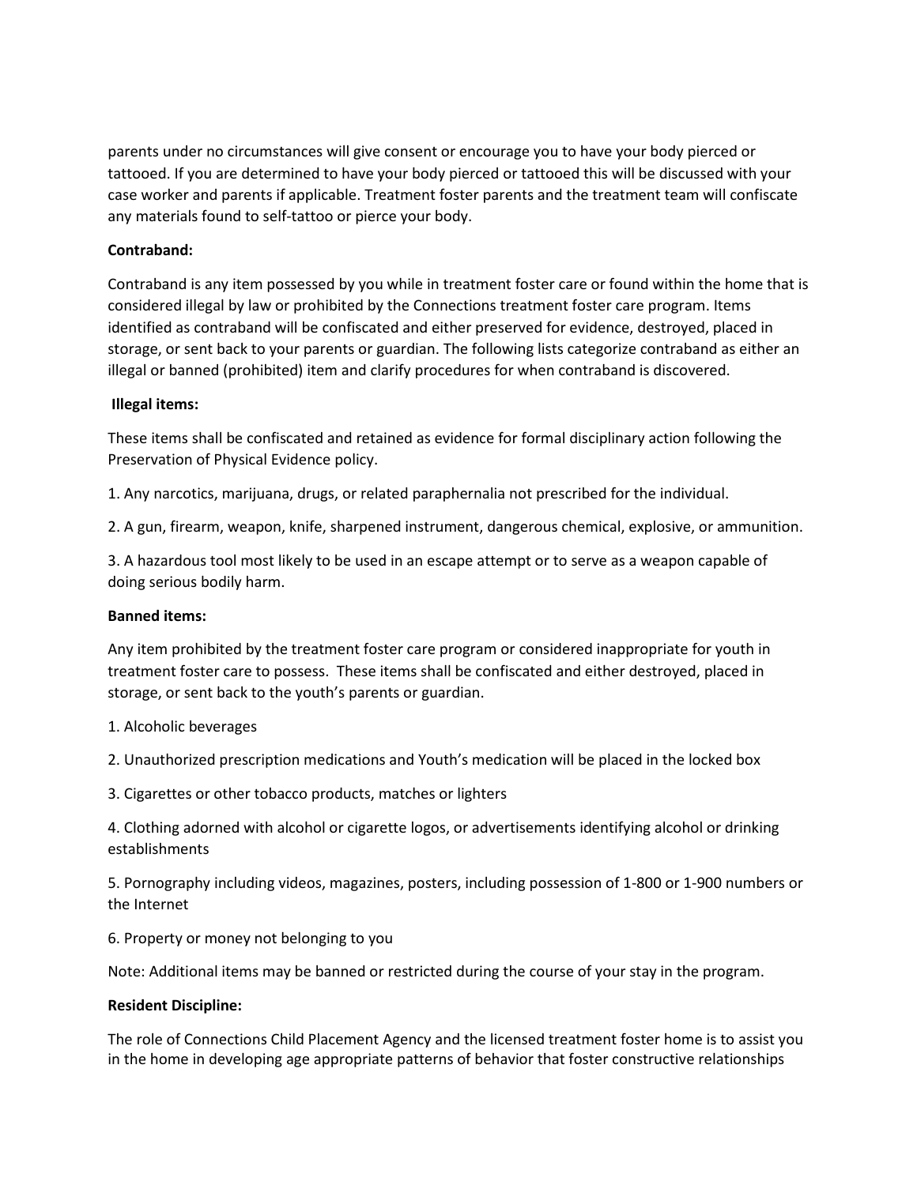parents under no circumstances will give consent or encourage you to have your body pierced or tattooed. If you are determined to have your body pierced or tattooed this will be discussed with your case worker and parents if applicable. Treatment foster parents and the treatment team will confiscate any materials found to self-tattoo or pierce your body.

**Contraband:**

Contraband is any item possessed by you while in treatment foster care or found within the home that is considered illegal by law or prohibited by the Connections treatment foster care program. Items identified as contraband will be confiscated and either preserved for evidence, destroyed, placed in storage, or sent back to your parents or guardian. The following lists categorize contraband as either an illegal or banned (prohibited) item and clarify procedures for when contraband is discovered.

**Illegal items:**

These items shall be confiscated and retained as evidence for formal disciplinary action following the Preservation of Physical Evidence policy.

1. Any narcotics, marijuana, drugs, or related paraphernalia not prescribed for the individual.

2. A gun, firearm, weapon, knife, sharpened instrument, dangerous chemical, explosive, or ammunition.

3. A hazardous tool most likely to be used in an escape attempt or to serve as a weapon capable of doing serious bodily harm.

**Banned items:**

Any item prohibited by the treatment foster care program or considered inappropriate for youth in treatment foster care to possess. These items shall be confiscated and either destroyed, placed in storage, or sent back to the youth's parents or guardian.

1. Alcoholic beverages

2. Unauthorized prescription medications and Youth's medication will be placed in the locked box

3. Cigarettes or other tobacco products, matches or lighters

4. Clothing adorned with alcohol or cigarette logos, or advertisements identifying alcohol or drinking establishments

5. Pornography including videos, magazines, posters, including possession of 1-800 or 1-900 numbers or the Internet

6. Property or money not belonging to you

Note: Additional items may be banned or restricted during the course of your stay in the program.

**Resident Discipline:**

The role of Connections Child Placement Agency and the licensed treatment foster home is to assist you in the home in developing age appropriate patterns of behavior that foster constructive relationships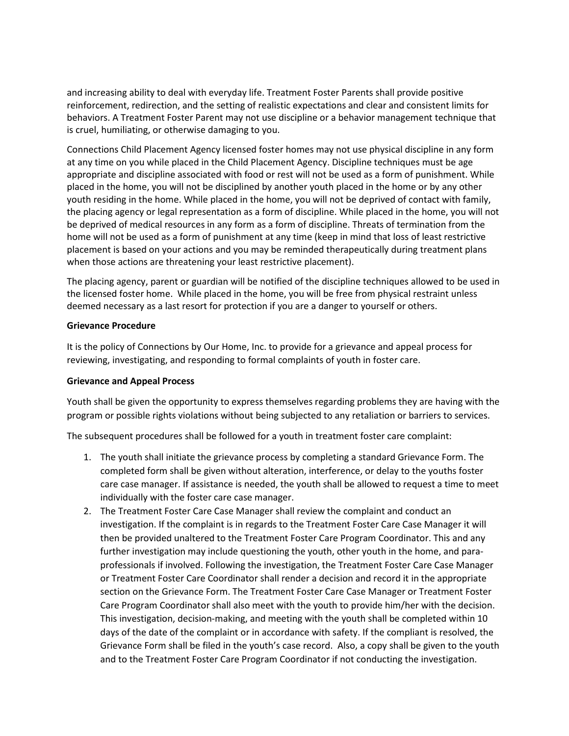and increasing ability to deal with everyday life. Treatment Foster Parents shall provide positive reinforcement, redirection, and the setting of realistic expectations and clear and consistent limits for behaviors. A Treatment Foster Parent may not use discipline or a behavior management technique that is cruel, humiliating, or otherwise damaging to you.

Connections Child Placement Agency licensed foster homes may not use physical discipline in any form at any time on you while placed in the Child Placement Agency. Discipline techniques must be age appropriate and discipline associated with food or rest will not be used as a form of punishment. While placed in the home, you will not be disciplined by another youth placed in the home or by any other youth residing in the home. While placed in the home, you will not be deprived of contact with family, the placing agency or legal representation as a form of discipline. While placed in the home, you will not be deprived of medical resources in any form as a form of discipline. Threats of termination from the home will not be used as a form of punishment at any time (keep in mind that loss of least restrictive placement is based on your actions and you may be reminded therapeutically during treatment plans when those actions are threatening your least restrictive placement).

The placing agency, parent or guardian will be notified of the discipline techniques allowed to be used in the licensed foster home. While placed in the home, you will be free from physical restraint unless deemed necessary as a last resort for protection if you are a danger to yourself or others.

**Grievance Procedure**

It is the policy of Connections by Our Home, Inc. to provide for a grievance and appeal process for reviewing, investigating, and responding to formal complaints of youth in foster care.

**Grievance and Appeal Process**

Youth shall be given the opportunity to express themselves regarding problems they are having with the program or possible rights violations without being subjected to any retaliation or barriers to services.

The subsequent procedures shall be followed for a youth in treatment foster care complaint:

1. The youth shall initiate the grievance process by completing a standard Grievance Form. The completed form shall be given without alteration, interference, or delay to the youths foster care case manager. If assistance is needed, the youth shall be allowed to request a time to meet individually with the foster care case manager.
2. The Treatment Foster Care Case Manager shall review the complaint and conduct an investigation. If the complaint is in regards to the Treatment Foster Care Case Manager it will then be provided unaltered to the Treatment Foster Care Program Coordinator. This and any further investigation may include questioning the youth, other youth in the home, and para-professionals if involved. Following the investigation, the Treatment Foster Care Case Manager or Treatment Foster Care Coordinator shall render a decision and record it in the appropriate section on the Grievance Form. The Treatment Foster Care Case Manager or Treatment Foster Care Program Coordinator shall also meet with the youth to provide him/her with the decision. This investigation, decision-making, and meeting with the youth shall be completed within 10 days of the date of the complaint or in accordance with safety. If the compliant is resolved, the Grievance Form shall be filed in the youth's case record. Also, a copy shall be given to the youth and to the Treatment Foster Care Program Coordinator if not conducting the investigation.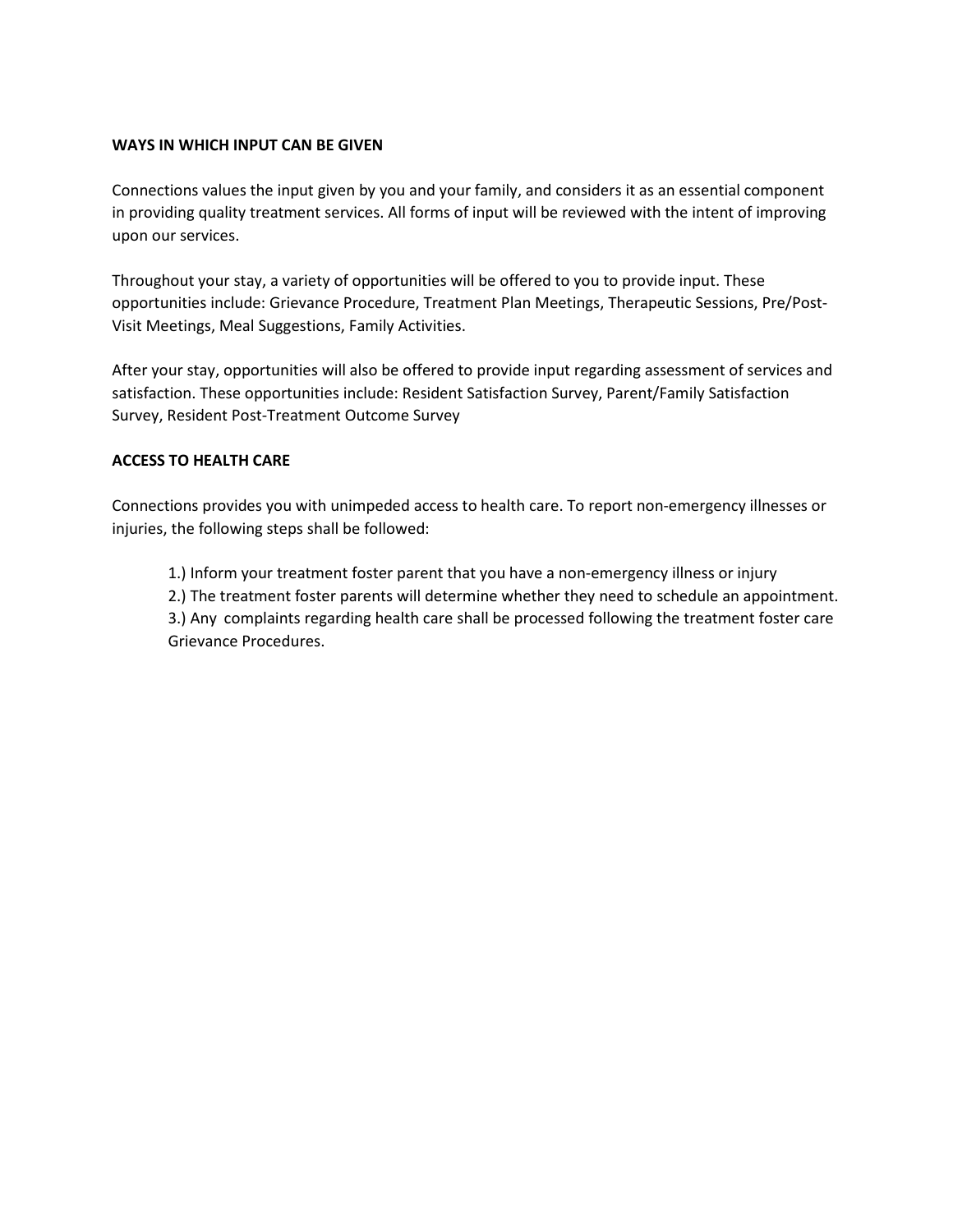**WAYS IN WHICH INPUT CAN BE GIVEN**

Connections values the input given by you and your family, and considers it as an essential component in providing quality treatment services. All forms of input will be reviewed with the intent of improving upon our services.

Throughout your stay, a variety of opportunities will be offered to you to provide input. These opportunities include: Grievance Procedure, Treatment Plan Meetings, Therapeutic Sessions, Pre/Post-Visit Meetings, Meal Suggestions, Family Activities.

After your stay, opportunities will also be offered to provide input regarding assessment of services and satisfaction. These opportunities include: Resident Satisfaction Survey, Parent/Family Satisfaction Survey, Resident Post-Treatment Outcome Survey

**ACCESS TO HEALTH CARE**

Connections provides you with unimpeded access to health care. To report non-emergency illnesses or injuries, the following steps shall be followed:

1.) Inform your treatment foster parent that you have a non-emergency illness or injury
2.) The treatment foster parents will determine whether they need to schedule an appointment.
3.) Any complaints regarding health care shall be processed following the treatment foster care Grievance Procedures.